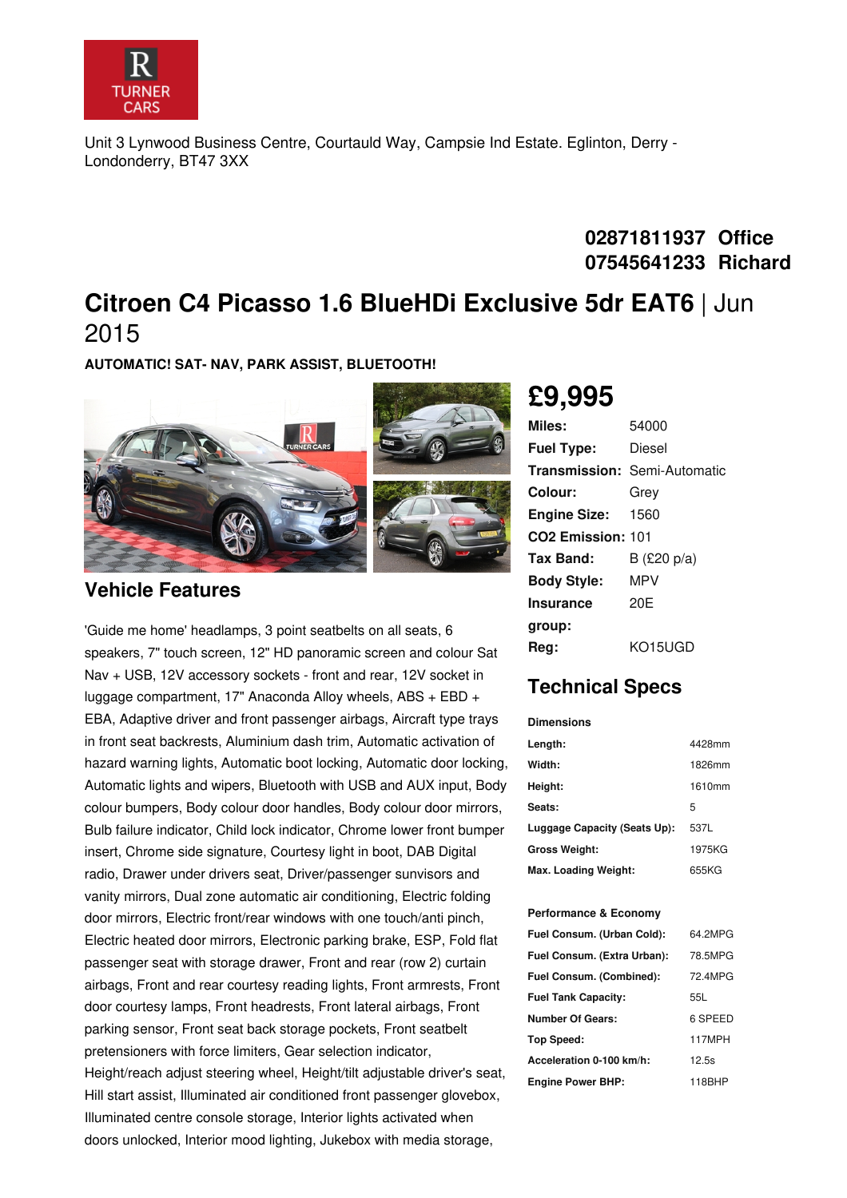Unit 3 Lynwood Business Centre, Courtauld Way, Campsie Ind Estate. Eglinton, Derry - Londonderry, BT47 3XX

**02871811937 Office**
**07545641233 Richard**

# Citroen C4 Picasso 1.6 BlueHDi Exclusive 5dr EAT6 | Jun 2015

**AUTOMATIC! SAT- NAV, PARK ASSIST, BLUETOOTH!**

## £9,995

| | |
|---|---|
| **Miles:** | 54000 |
| **Fuel Type:** | Diesel |
| **Transmission:** | Semi-Automatic |
| **Colour:** | Grey |
| **Engine Size:** | 1560 |
| **CO2 Emission:** | 101 |
| **Tax Band:** | B (£20 p/a) |
| **Body Style:** | MPV |
| **Insurance group:** | 20E |
| **Reg:** | KO15UGD |

## Technical Specs

**Dimensions**

| | |
|---|---|
| **Length:** | 4428mm |
| **Width:** | 1826mm |
| **Height:** | 1610mm |
| **Seats:** | 5 |
| **Luggage Capacity (Seats Up):** | 537L |
| **Gross Weight:** | 1975KG |
| **Max. Loading Weight:** | 655KG |

**Performance & Economy**

| | |
|---|---|
| **Fuel Consum. (Urban Cold):** | 64.2MPG |
| **Fuel Consum. (Extra Urban):** | 78.5MPG |
| **Fuel Consum. (Combined):** | 72.4MPG |
| **Fuel Tank Capacity:** | 55L |
| **Number Of Gears:** | 6 SPEED |
| **Top Speed:** | 117MPH |
| **Acceleration 0-100 km/h:** | 12.5s |
| **Engine Power BHP:** | 118BHP |

## Vehicle Features

'Guide me home' headlamps, 3 point seatbelts on all seats, 6 speakers, 7" touch screen, 12" HD panoramic screen and colour Sat Nav + USB, 12V accessory sockets - front and rear, 12V socket in luggage compartment, 17" Anaconda Alloy wheels, ABS + EBD + EBA, Adaptive driver and front passenger airbags, Aircraft type trays in front seat backrests, Aluminium dash trim, Automatic activation of hazard warning lights, Automatic boot locking, Automatic door locking, Automatic lights and wipers, Bluetooth with USB and AUX input, Body colour bumpers, Body colour door handles, Body colour door mirrors, Bulb failure indicator, Child lock indicator, Chrome lower front bumper insert, Chrome side signature, Courtesy light in boot, DAB Digital radio, Drawer under drivers seat, Driver/passenger sunvisors and vanity mirrors, Dual zone automatic air conditioning, Electric folding door mirrors, Electric front/rear windows with one touch/anti pinch, Electric heated door mirrors, Electronic parking brake, ESP, Fold flat passenger seat with storage drawer, Front and rear (row 2) curtain airbags, Front and rear courtesy reading lights, Front armrests, Front door courtesy lamps, Front headrests, Front lateral airbags, Front parking sensor, Front seat back storage pockets, Front seatbelt pretensioners with force limiters, Gear selection indicator, Height/reach adjust steering wheel, Height/tilt adjustable driver's seat, Hill start assist, Illuminated air conditioned front passenger glovebox, Illuminated centre console storage, Interior lights activated when doors unlocked, Interior mood lighting, Jukebox with media storage,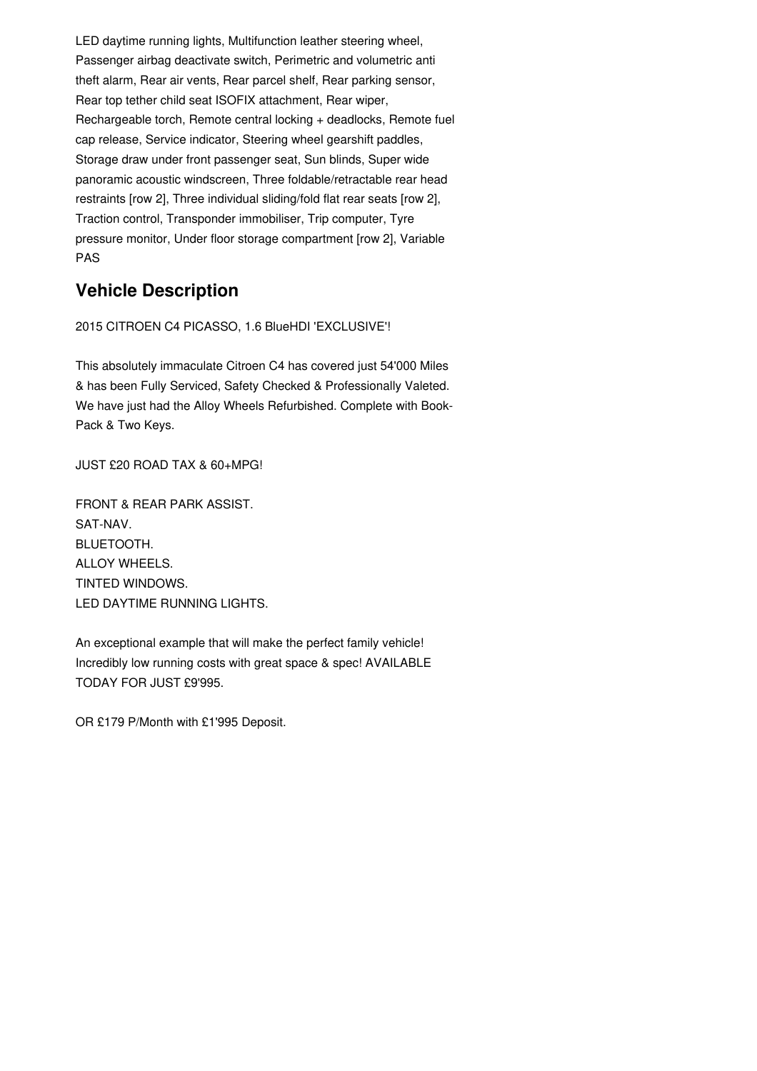LED daytime running lights, Multifunction leather steering wheel, Passenger airbag deactivate switch, Perimetric and volumetric anti theft alarm, Rear air vents, Rear parcel shelf, Rear parking sensor, Rear top tether child seat ISOFIX attachment, Rear wiper, Rechargeable torch, Remote central locking + deadlocks, Remote fuel cap release, Service indicator, Steering wheel gearshift paddles, Storage draw under front passenger seat, Sun blinds, Super wide panoramic acoustic windscreen, Three foldable/retractable rear head restraints [row 2], Three individual sliding/fold flat rear seats [row 2], Traction control, Transponder immobiliser, Trip computer, Tyre pressure monitor, Under floor storage compartment [row 2], Variable PAS

## Vehicle Description

2015 CITROEN C4 PICASSO, 1.6 BlueHDI 'EXCLUSIVE'!

This absolutely immaculate Citroen C4 has covered just 54'000 Miles & has been Fully Serviced, Safety Checked & Professionally Valeted. We have just had the Alloy Wheels Refurbished. Complete with Book-Pack & Two Keys.

JUST £20 ROAD TAX & 60+MPG!

FRONT & REAR PARK ASSIST.
SAT-NAV.
BLUETOOTH.
ALLOY WHEELS.
TINTED WINDOWS.
LED DAYTIME RUNNING LIGHTS.

An exceptional example that will make the perfect family vehicle! Incredibly low running costs with great space & spec! AVAILABLE TODAY FOR JUST £9'995.

OR £179 P/Month with £1'995 Deposit.